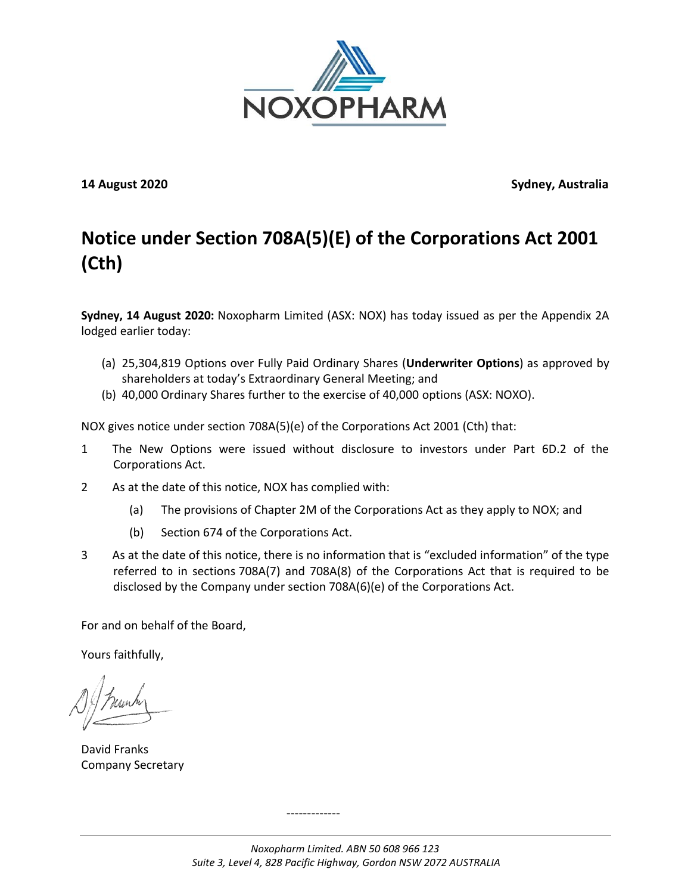**14 August 2020** **Sydney, Australia**

# Notice under Section 708A(5)(E) of the Corporations Act 2001 (Cth)

**Sydney, 14 August 2020:** Noxopharm Limited (ASX: NOX) has today issued as per the Appendix 2A lodged earlier today:

(a) 25,304,819 Options over Fully Paid Ordinary Shares (**Underwriter Options**) as approved by shareholders at today's Extraordinary General Meeting; and
(b) 40,000 Ordinary Shares further to the exercise of 40,000 options (ASX: NOXO).

NOX gives notice under section 708A(5)(e) of the Corporations Act 2001 (Cth) that:

1 The New Options were issued without disclosure to investors under Part 6D.2 of the Corporations Act.

2 As at the date of this notice, NOX has complied with:

    (a) The provisions of Chapter 2M of the Corporations Act as they apply to NOX; and

    (b) Section 674 of the Corporations Act.

3 As at the date of this notice, there is no information that is "excluded information" of the type referred to in sections 708A(7) and 708A(8) of the Corporations Act that is required to be disclosed by the Company under section 708A(6)(e) of the Corporations Act.

For and on behalf of the Board,

Yours faithfully,

David Franks
Company Secretary

-------------

*Noxopharm Limited. ABN 50 608 966 123*
*Suite 3, Level 4, 828 Pacific Highway, Gordon NSW 2072 AUSTRALIA*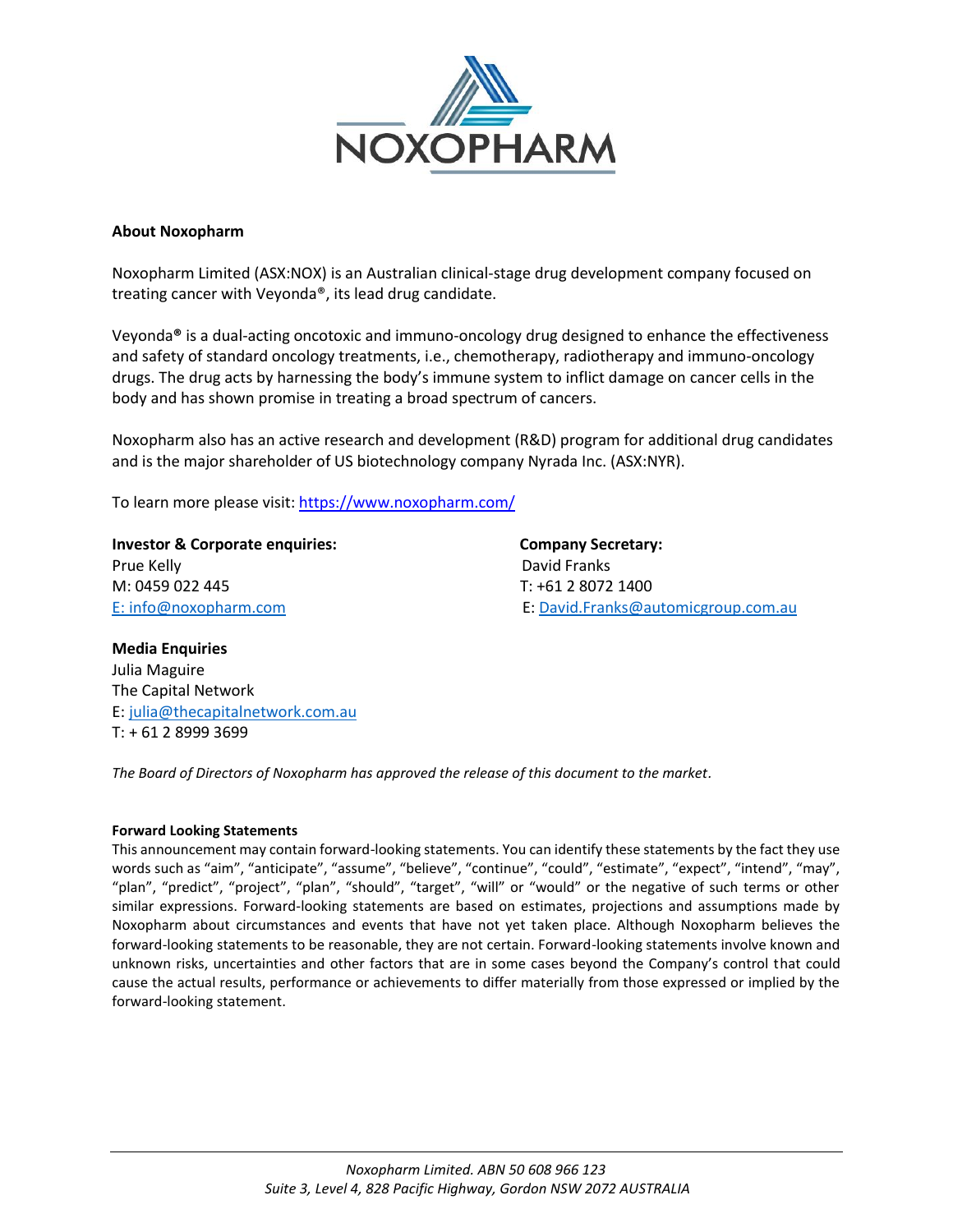NOXOPHARM

**About Noxopharm**

Noxopharm Limited (ASX:NOX) is an Australian clinical-stage drug development company focused on treating cancer with Veyonda®, its lead drug candidate.

Veyonda® is a dual-acting oncotoxic and immuno-oncology drug designed to enhance the effectiveness and safety of standard oncology treatments, i.e., chemotherapy, radiotherapy and immuno-oncology drugs. The drug acts by harnessing the body's immune system to inflict damage on cancer cells in the body and has shown promise in treating a broad spectrum of cancers.

Noxopharm also has an active research and development (R&D) program for additional drug candidates and is the major shareholder of US biotechnology company Nyrada Inc. (ASX:NYR).

To learn more please visit: https://www.noxopharm.com/

**Investor & Corporate enquiries:**
Prue Kelly
M: 0459 022 445
E: info@noxopharm.com

**Company Secretary:**
David Franks
T: +61 2 8072 1400
E: David.Franks@automicgroup.com.au

**Media Enquiries**
Julia Maguire
The Capital Network
E: julia@thecapitalnetwork.com.au
T: + 61 2 8999 3699

*The Board of Directors of Noxopharm has approved the release of this document to the market.*

**Forward Looking Statements**

This announcement may contain forward-looking statements. You can identify these statements by the fact they use words such as "aim", "anticipate", "assume", "believe", "continue", "could", "estimate", "expect", "intend", "may", "plan", "predict", "project", "plan", "should", "target", "will" or "would" or the negative of such terms or other similar expressions. Forward-looking statements are based on estimates, projections and assumptions made by Noxopharm about circumstances and events that have not yet taken place. Although Noxopharm believes the forward-looking statements to be reasonable, they are not certain. Forward-looking statements involve known and unknown risks, uncertainties and other factors that are in some cases beyond the Company's control that could cause the actual results, performance or achievements to differ materially from those expressed or implied by the forward-looking statement.

*Noxopharm Limited. ABN 50 608 966 123*
*Suite 3, Level 4, 828 Pacific Highway, Gordon NSW 2072 AUSTRALIA*